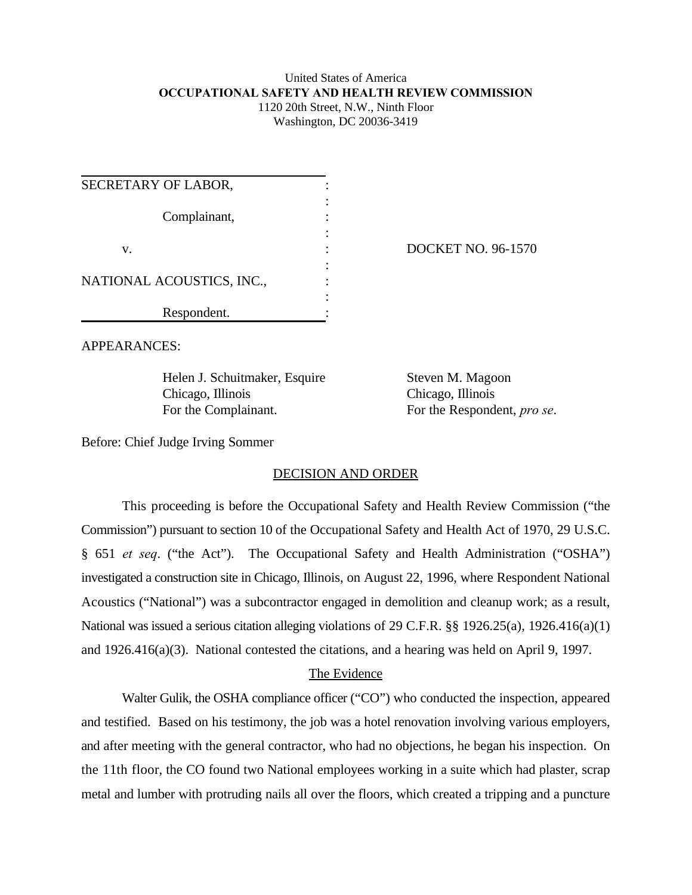United States of America
**OCCUPATIONAL SAFETY AND HEALTH REVIEW COMMISSION**
1120 20th Street, N.W., Ninth Floor
Washington, DC 20036-3419

| | |
|---|---|
| SECRETARY OF LABOR, Complainant, v. NATIONAL ACOUSTICS, INC., Respondent. | DOCKET NO. 96-1570 |

APPEARANCES:

| | |
|---|---|
| Helen J. Schuitmaker, Esquire<br>Chicago, Illinois<br>For the Complainant. | Steven M. Magoon<br>Chicago, Illinois<br>For the Respondent, *pro se*. |

Before: Chief Judge Irving Sommer

## DECISION AND ORDER

This proceeding is before the Occupational Safety and Health Review Commission ("the Commission") pursuant to section 10 of the Occupational Safety and Health Act of 1970, 29 U.S.C. § 651 *et seq*. ("the Act"). The Occupational Safety and Health Administration ("OSHA") investigated a construction site in Chicago, Illinois, on August 22, 1996, where Respondent National Acoustics ("National") was a subcontractor engaged in demolition and cleanup work; as a result, National was issued a serious citation alleging violations of 29 C.F.R. §§ 1926.25(a), 1926.416(a)(1) and 1926.416(a)(3). National contested the citations, and a hearing was held on April 9, 1997.

### The Evidence

Walter Gulik, the OSHA compliance officer ("CO") who conducted the inspection, appeared and testified. Based on his testimony, the job was a hotel renovation involving various employers, and after meeting with the general contractor, who had no objections, he began his inspection. On the 11th floor, the CO found two National employees working in a suite which had plaster, scrap metal and lumber with protruding nails all over the floors, which created a tripping and a puncture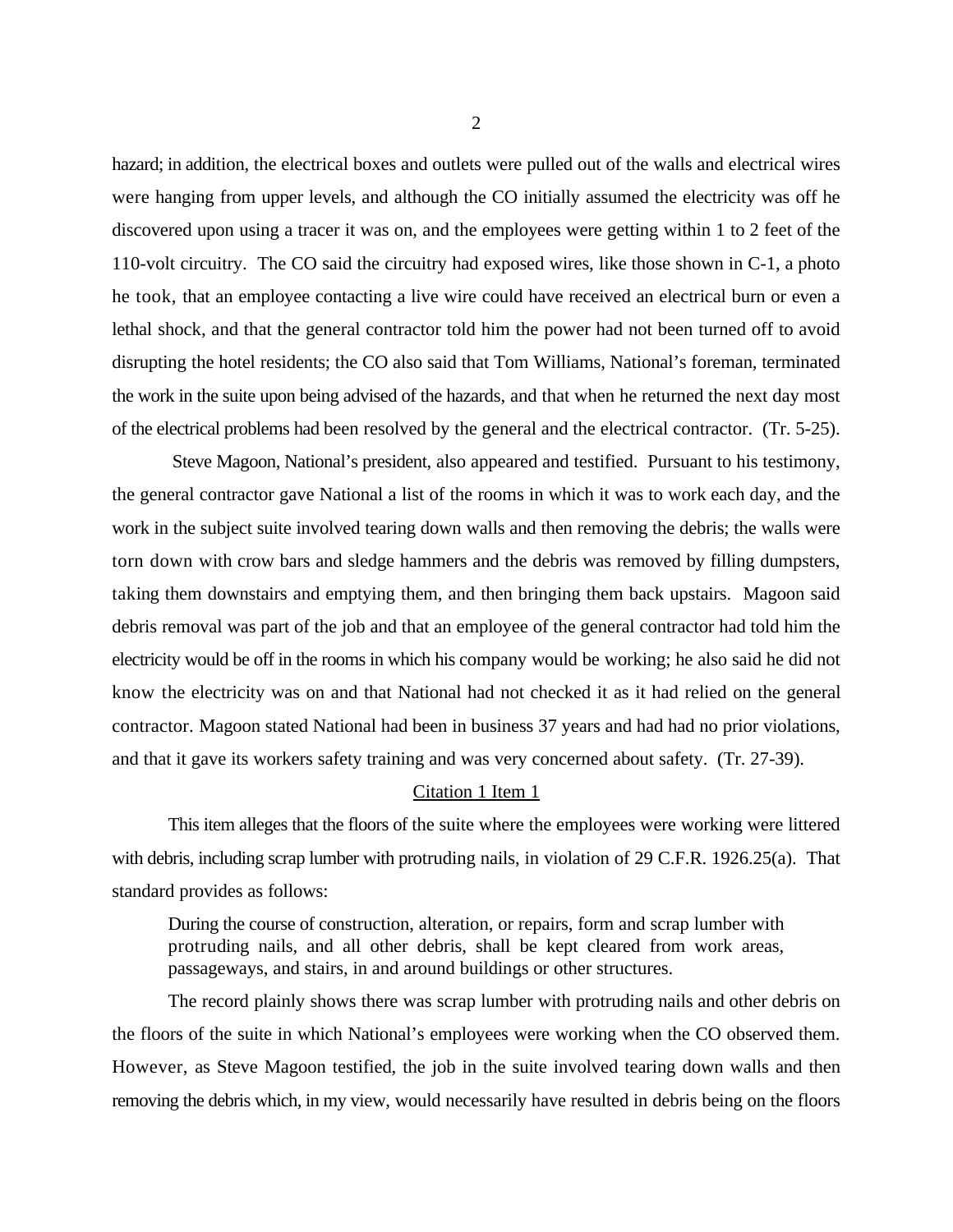hazard; in addition, the electrical boxes and outlets were pulled out of the walls and electrical wires were hanging from upper levels, and although the CO initially assumed the electricity was off he discovered upon using a tracer it was on, and the employees were getting within 1 to 2 feet of the 110-volt circuitry. The CO said the circuitry had exposed wires, like those shown in C-1, a photo he took, that an employee contacting a live wire could have received an electrical burn or even a lethal shock, and that the general contractor told him the power had not been turned off to avoid disrupting the hotel residents; the CO also said that Tom Williams, National's foreman, terminated the work in the suite upon being advised of the hazards, and that when he returned the next day most of the electrical problems had been resolved by the general and the electrical contractor. (Tr. 5-25).

Steve Magoon, National's president, also appeared and testified. Pursuant to his testimony, the general contractor gave National a list of the rooms in which it was to work each day, and the work in the subject suite involved tearing down walls and then removing the debris; the walls were torn down with crow bars and sledge hammers and the debris was removed by filling dumpsters, taking them downstairs and emptying them, and then bringing them back upstairs. Magoon said debris removal was part of the job and that an employee of the general contractor had told him the electricity would be off in the rooms in which his company would be working; he also said he did not know the electricity was on and that National had not checked it as it had relied on the general contractor. Magoon stated National had been in business 37 years and had had no prior violations, and that it gave its workers safety training and was very concerned about safety. (Tr. 27-39).

## Citation 1 Item 1

This item alleges that the floors of the suite where the employees were working were littered with debris, including scrap lumber with protruding nails, in violation of 29 C.F.R. 1926.25(a). That standard provides as follows:

> During the course of construction, alteration, or repairs, form and scrap lumber with protruding nails, and all other debris, shall be kept cleared from work areas, passageways, and stairs, in and around buildings or other structures.

The record plainly shows there was scrap lumber with protruding nails and other debris on the floors of the suite in which National's employees were working when the CO observed them. However, as Steve Magoon testified, the job in the suite involved tearing down walls and then removing the debris which, in my view, would necessarily have resulted in debris being on the floors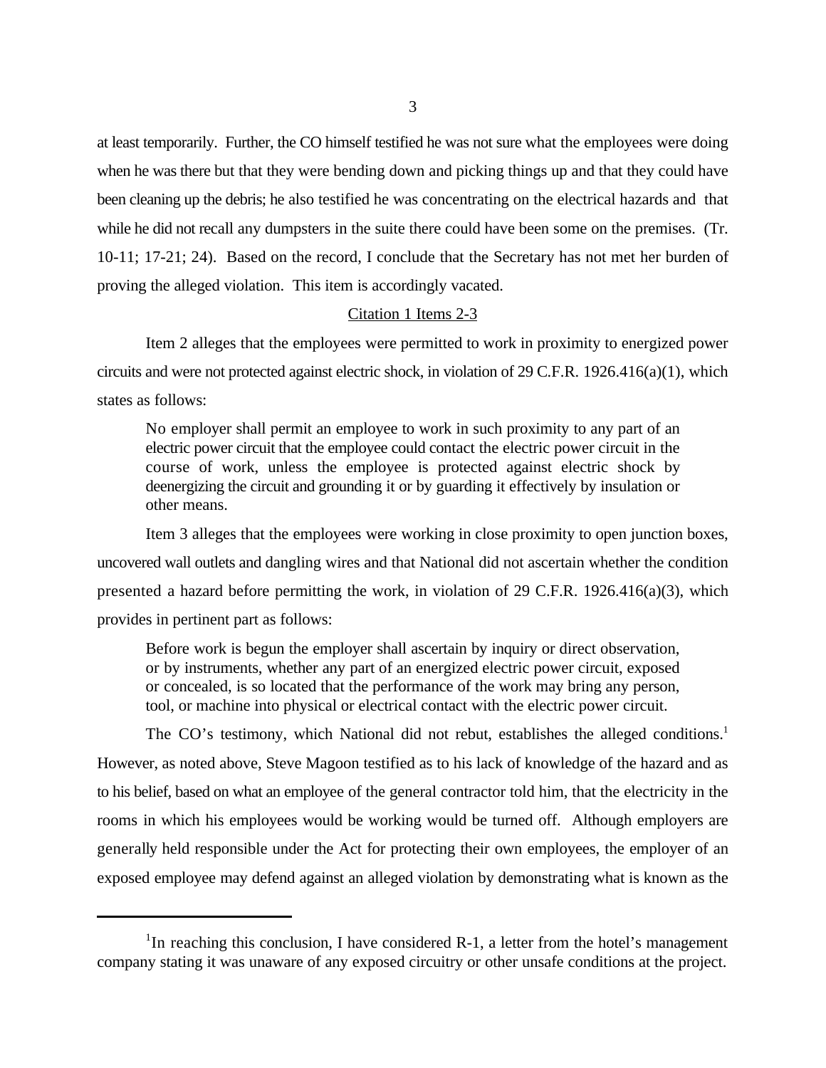at least temporarily. Further, the CO himself testified he was not sure what the employees were doing when he was there but that they were bending down and picking things up and that they could have been cleaning up the debris; he also testified he was concentrating on the electrical hazards and that while he did not recall any dumpsters in the suite there could have been some on the premises. (Tr. 10-11; 17-21; 24). Based on the record, I conclude that the Secretary has not met her burden of proving the alleged violation. This item is accordingly vacated.

Citation 1 Items 2-3

Item 2 alleges that the employees were permitted to work in proximity to energized power circuits and were not protected against electric shock, in violation of 29 C.F.R. 1926.416(a)(1), which states as follows:

> No employer shall permit an employee to work in such proximity to any part of an electric power circuit that the employee could contact the electric power circuit in the course of work, unless the employee is protected against electric shock by deenergizing the circuit and grounding it or by guarding it effectively by insulation or other means.

Item 3 alleges that the employees were working in close proximity to open junction boxes, uncovered wall outlets and dangling wires and that National did not ascertain whether the condition presented a hazard before permitting the work, in violation of 29 C.F.R. 1926.416(a)(3), which provides in pertinent part as follows:

> Before work is begun the employer shall ascertain by inquiry or direct observation, or by instruments, whether any part of an energized electric power circuit, exposed or concealed, is so located that the performance of the work may bring any person, tool, or machine into physical or electrical contact with the electric power circuit.

The CO's testimony, which National did not rebut, establishes the alleged conditions.[1] However, as noted above, Steve Magoon testified as to his lack of knowledge of the hazard and as to his belief, based on what an employee of the general contractor told him, that the electricity in the rooms in which his employees would be working would be turned off. Although employers are generally held responsible under the Act for protecting their own employees, the employer of an exposed employee may defend against an alleged violation by demonstrating what is known as the

---

[1] In reaching this conclusion, I have considered R-1, a letter from the hotel's management company stating it was unaware of any exposed circuitry or other unsafe conditions at the project.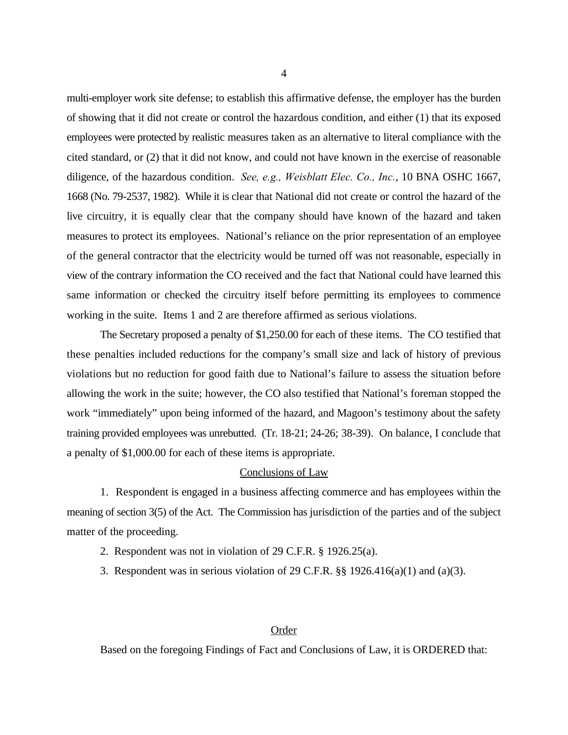multi-employer work site defense; to establish this affirmative defense, the employer has the burden of showing that it did not create or control the hazardous condition, and either (1) that its exposed employees were protected by realistic measures taken as an alternative to literal compliance with the cited standard, or (2) that it did not know, and could not have known in the exercise of reasonable diligence, of the hazardous condition. *See, e.g., Weisblatt Elec. Co., Inc.*, 10 BNA OSHC 1667, 1668 (No. 79-2537, 1982). While it is clear that National did not create or control the hazard of the live circuitry, it is equally clear that the company should have known of the hazard and taken measures to protect its employees. National's reliance on the prior representation of an employee of the general contractor that the electricity would be turned off was not reasonable, especially in view of the contrary information the CO received and the fact that National could have learned this same information or checked the circuitry itself before permitting its employees to commence working in the suite. Items 1 and 2 are therefore affirmed as serious violations.

The Secretary proposed a penalty of $1,250.00 for each of these items. The CO testified that these penalties included reductions for the company's small size and lack of history of previous violations but no reduction for good faith due to National's failure to assess the situation before allowing the work in the suite; however, the CO also testified that National's foreman stopped the work "immediately" upon being informed of the hazard, and Magoon's testimony about the safety training provided employees was unrebutted. (Tr. 18-21; 24-26; 38-39). On balance, I conclude that a penalty of $1,000.00 for each of these items is appropriate.

## Conclusions of Law

1. Respondent is engaged in a business affecting commerce and has employees within the meaning of section 3(5) of the Act. The Commission has jurisdiction of the parties and of the subject matter of the proceeding.

2. Respondent was not in violation of 29 C.F.R. § 1926.25(a).

3. Respondent was in serious violation of 29 C.F.R. §§ 1926.416(a)(1) and (a)(3).

## Order

Based on the foregoing Findings of Fact and Conclusions of Law, it is ORDERED that: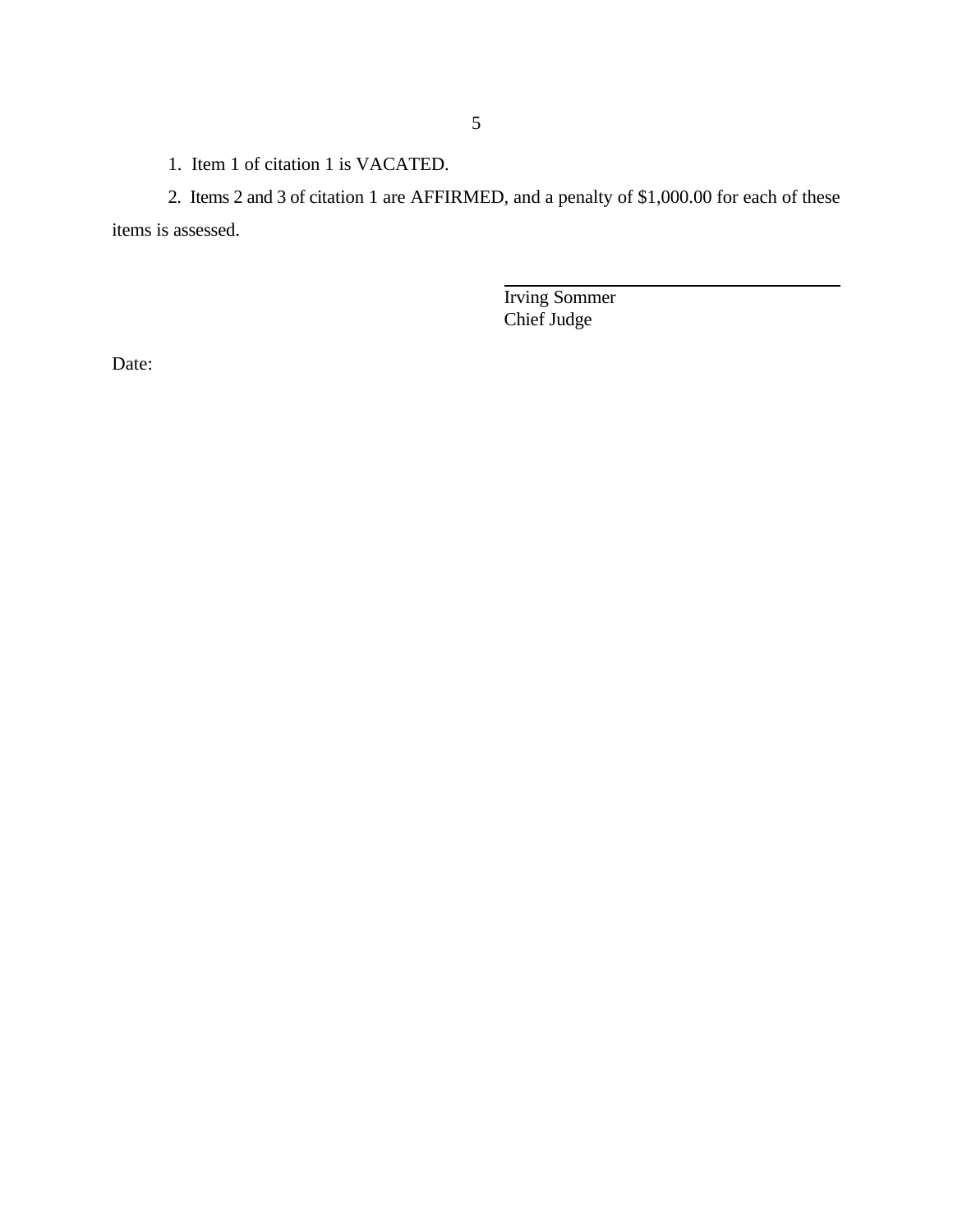1. Item 1 of citation 1 is VACATED.

2. Items 2 and 3 of citation 1 are AFFIRMED, and a penalty of $1,000.00 for each of these items is assessed.

Irving Sommer
Chief Judge

Date: